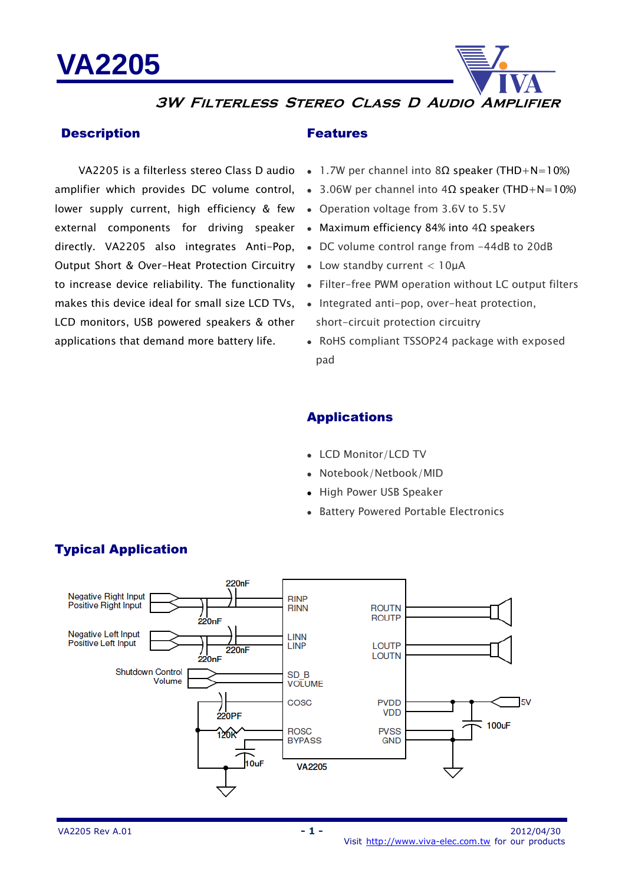# VA2205

## 3W Filterless Stereo Class D Audio Amplifier

## Description

VA2205 is a filterless stereo Class D audio amplifier which provides DC volume control, lower supply current, high efficiency & few external components for driving speaker directly. VA2205 also integrates Anti-Pop, Output Short & Over-Heat Protection Circuitry to increase device reliability. The functionality makes this device ideal for small size LCD TVs, LCD monitors, USB powered speakers & other applications that demand more battery life.

## Features

- 1.7W per channel into 8Ω speaker (THD+N=10%)
- 3.06W per channel into 4Ω speaker (THD+N=10%)
- Operation voltage from 3.6V to 5.5V
- Maximum efficiency 84% into 4Ω speakers
- DC volume control range from -44dB to 20dB
- Low standby current < 10μA
- Filter-free PWM operation without LC output filters
- Integrated anti-pop, over-heat protection, short-circuit protection circuitry
- RoHS compliant TSSOP24 package with exposed pad

## Applications

- LCD Monitor/LCD TV
- Notebook/Netbook/MID
- High Power USB Speaker
- Battery Powered Portable Electronics

## Typical Application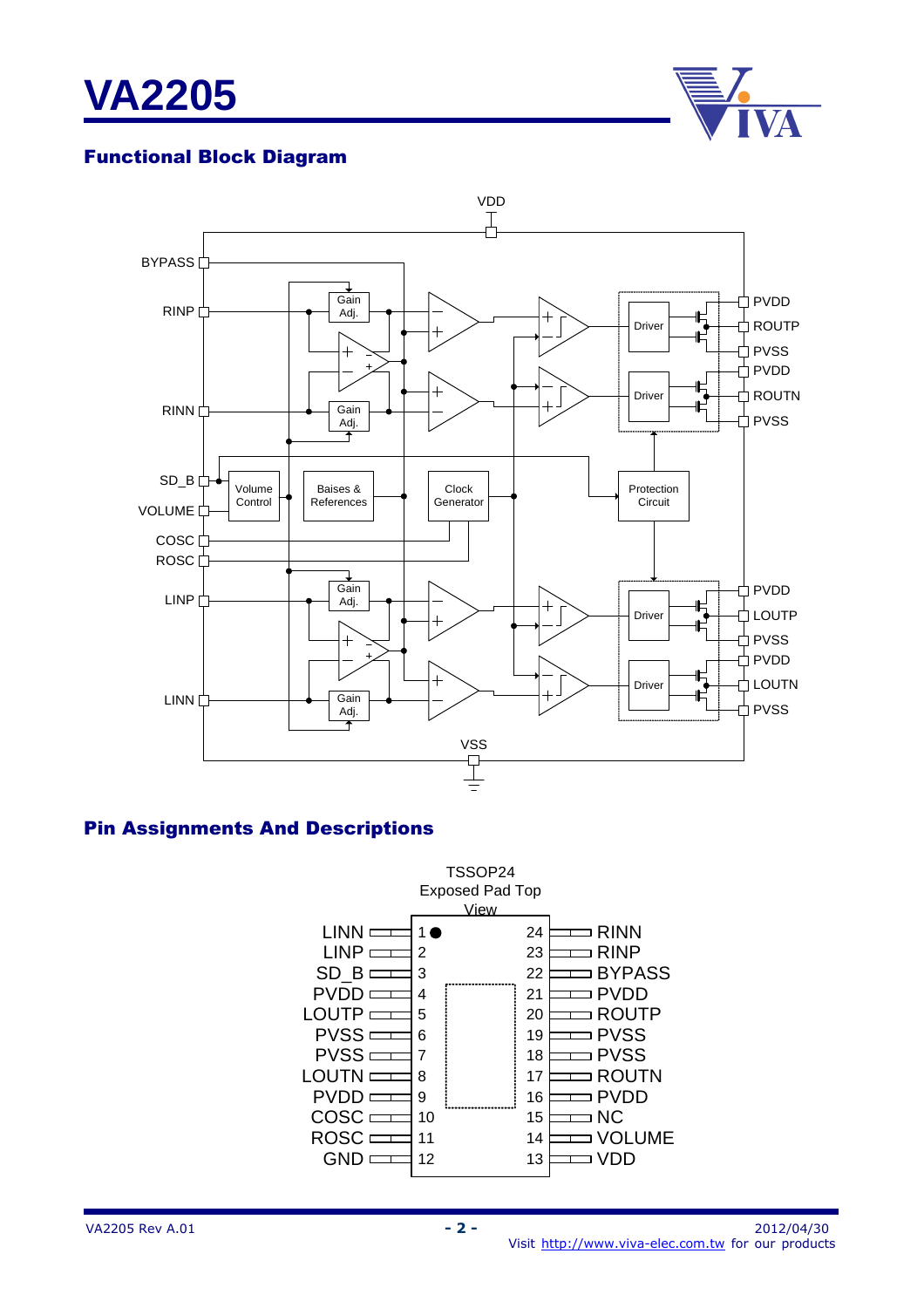# VA2205

## Functional Block Diagram

## Pin Assignments And Descriptions

TSSOP24
Exposed Pad Top View

| Pin | Name | Pin | Name |
|---|---|---|---|
| 1 | LINN | 24 | RINN |
| 2 | LINP | 23 | RINP |
| 3 | SD_B | 22 | BYPASS |
| 4 | PVDD | 21 | PVDD |
| 5 | LOUTP | 20 | ROUTP |
| 6 | PVSS | 19 | PVSS |
| 7 | PVSS | 18 | PVSS |
| 8 | LOUTN | 17 | ROUTN |
| 9 | PVDD | 16 | PVDD |
| 10 | COSC | 15 | NC |
| 11 | ROSC | 14 | VOLUME |
| 12 | GND | 13 | VDD |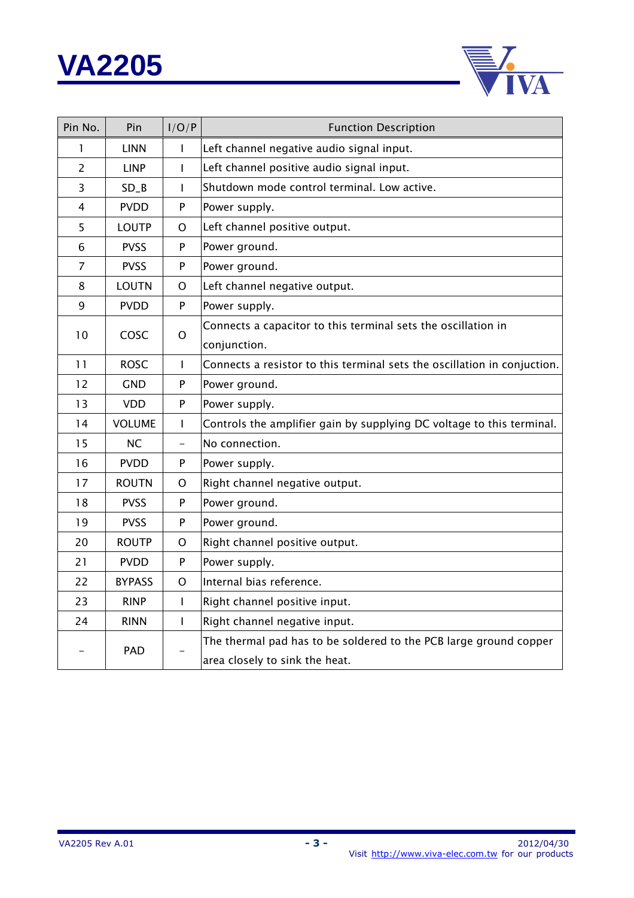| Pin No. | Pin | I/O/P | Function Description |
|---|---|---|---|
| 1 | LINN | I | Left channel negative audio signal input. |
| 2 | LINP | I | Left channel positive audio signal input. |
| 3 | SD_B | I | Shutdown mode control terminal. Low active. |
| 4 | PVDD | P | Power supply. |
| 5 | LOUTP | O | Left channel positive output. |
| 6 | PVSS | P | Power ground. |
| 7 | PVSS | P | Power ground. |
| 8 | LOUTN | O | Left channel negative output. |
| 9 | PVDD | P | Power supply. |
| 10 | COSC | O | Connects a capacitor to this terminal sets the oscillation in conjunction. |
| 11 | ROSC | I | Connects a resistor to this terminal sets the oscillation in conjuction. |
| 12 | GND | P | Power ground. |
| 13 | VDD | P | Power supply. |
| 14 | VOLUME | I | Controls the amplifier gain by supplying DC voltage to this terminal. |
| 15 | NC | – | No connection. |
| 16 | PVDD | P | Power supply. |
| 17 | ROUTN | O | Right channel negative output. |
| 18 | PVSS | P | Power ground. |
| 19 | PVSS | P | Power ground. |
| 20 | ROUTP | O | Right channel positive output. |
| 21 | PVDD | P | Power supply. |
| 22 | BYPASS | O | Internal bias reference. |
| 23 | RINP | I | Right channel positive input. |
| 24 | RINN | I | Right channel negative input. |
| – | PAD | – | The thermal pad has to be soldered to the PCB large ground copper area closely to sink the heat. |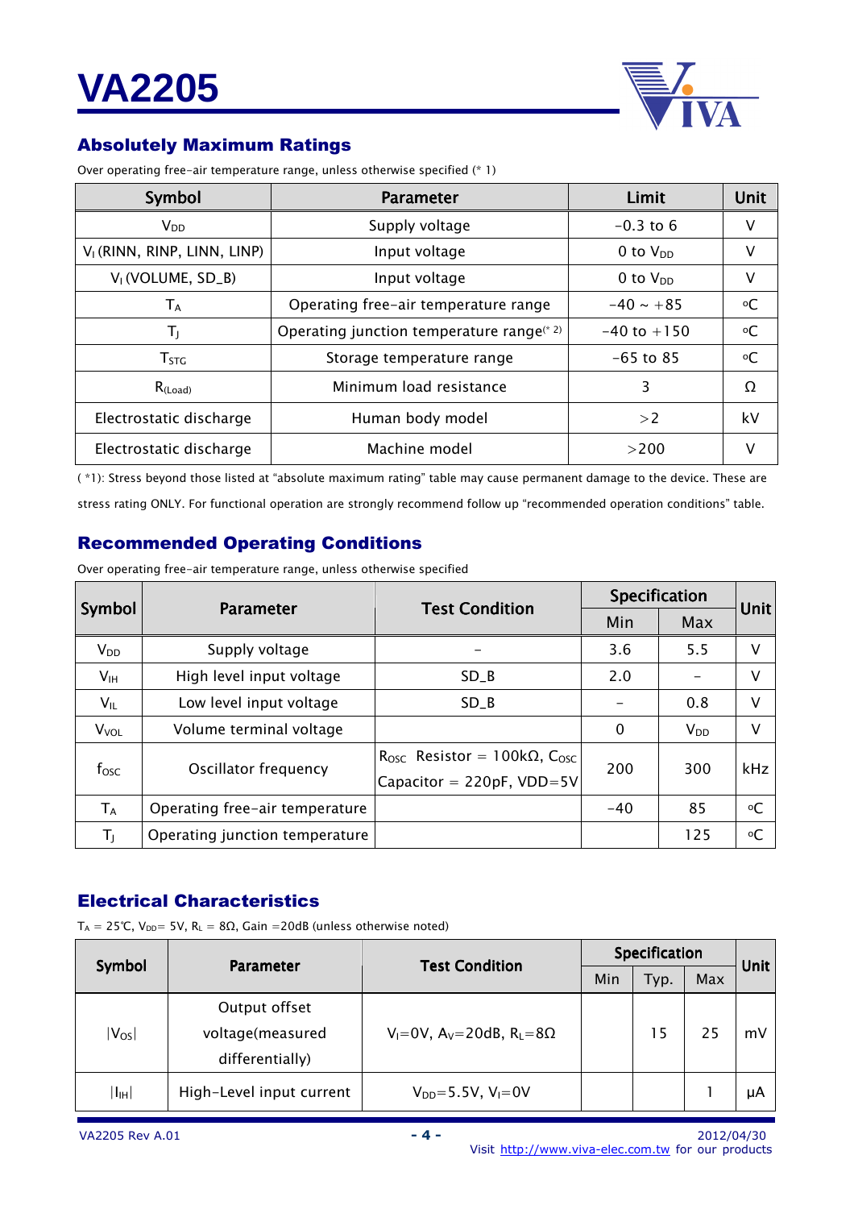## Absolutely Maximum Ratings

Over operating free-air temperature range, unless otherwise specified (* 1)

| Symbol | Parameter | Limit | Unit |
|---|---|---|---|
| $V_{DD}$ | Supply voltage | -0.3 to 6 | V |
| $V_I$ (RINN, RINP, LINN, LINP) | Input voltage | 0 to $V_{DD}$ | V |
| $V_I$ (VOLUME, SD_B) | Input voltage | 0 to $V_{DD}$ | V |
| $T_A$ | Operating free-air temperature range | -40 ~ +85 | ºC |
| $T_J$ | Operating junction temperature range(* 2) | -40 to +150 | ºC |
| $T_{STG}$ | Storage temperature range | -65 to 85 | ºC |
| $R_{(Load)}$ | Minimum load resistance | 3 | Ω |
| Electrostatic discharge | Human body model | >2 | kV |
| Electrostatic discharge | Machine model | >200 | V |

( *1): Stress beyond those listed at "absolute maximum rating" table may cause permanent damage to the device. These are stress rating ONLY. For functional operation are strongly recommend follow up "recommended operation conditions" table.

## Recommended Operating Conditions

Over operating free-air temperature range, unless otherwise specified

| Symbol | Parameter | Test Condition | Specification | | Unit |
|---|---|---|---|---|---|
| | | | Min | Max | |
| $V_{DD}$ | Supply voltage | - | 3.6 | 5.5 | V |
| $V_{IH}$ | High level input voltage | SD_B | 2.0 | - | V |
| $V_{IL}$ | Low level input voltage | SD_B | - | 0.8 | V |
| $V_{VOL}$ | Volume terminal voltage | | 0 | $V_{DD}$ | V |
| $f_{OSC}$ | Oscillator frequency | $R_{OSC}$ Resistor = 100kΩ, $C_{OSC}$ Capacitor = 220pF, VDD=5V | 200 | 300 | kHz |
| $T_A$ | Operating free-air temperature | | -40 | 85 | ºC |
| $T_J$ | Operating junction temperature | | | 125 | ºC |

## Electrical Characteristics

$T_A$ = 25℃, $V_{DD}$= 5V, $R_L$ = 8Ω, Gain =20dB (unless otherwise noted)

| Symbol | Parameter | Test Condition | Specification | | | Unit |
|---|---|---|---|---|---|---|
| | | | Min | Typ. | Max | |
| $\|V_{OS}\|$ | Output offset voltage(measured differentially) | $V_I$=0V, $A_V$=20dB, $R_L$=8Ω | | 15 | 25 | mV |
| $\|I_{IH}\|$ | High-Level input current | $V_{DD}$=5.5V, $V_I$=0V | | | 1 | μA |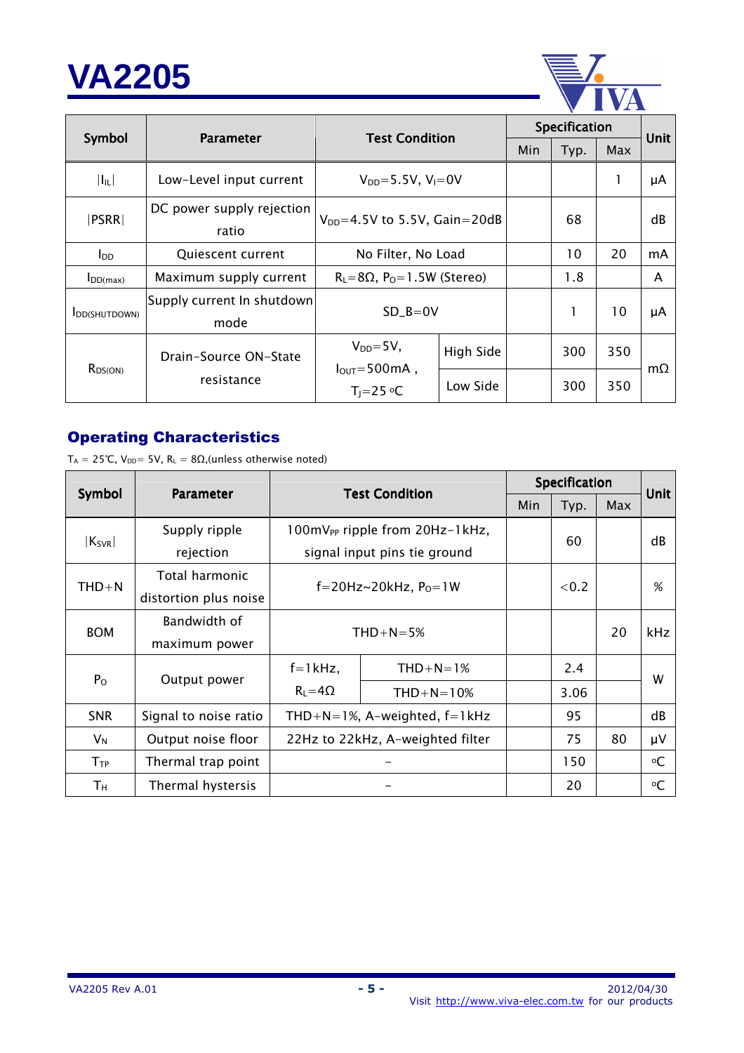| Symbol | Parameter | Test Condition | | Specification | | | Unit |
|---|---|---|---|---|---|---|---|
| | | | | Min | Typ. | Max | |
| $\|I_{IL}\|$ | Low-Level input current | $V_{DD}$=5.5V, $V_I$=0V | | | | 1 | μA |
| \|PSRR\| | DC power supply rejection ratio | $V_{DD}$=4.5V to 5.5V, Gain=20dB | | | 68 | | dB |
| $I_{DD}$ | Quiescent current | No Filter, No Load | | | 10 | 20 | mA |
| $I_{DD(max)}$ | Maximum supply current | $R_L$=8Ω, $P_O$=1.5W (Stereo) | | | 1.8 | | A |
| $I_{DD(SHUTDOWN)}$ | Supply current In shutdown mode | SD_B=0V | | | 1 | 10 | μA |
| $R_{DS(ON)}$ | Drain-Source ON-State resistance | $V_{DD}$=5V, $I_{OUT}$=500mA , $T_J$=25 °C | High Side | | 300 | 350 | mΩ |
| | | | Low Side | | 300 | 350 | |

## Operating Characteristics

$T_A$ = 25℃, $V_{DD}$= 5V, $R_L$ = 8Ω,(unless otherwise noted)

| Symbol | Parameter | Test Condition | | Specification | | | Unit |
|---|---|---|---|---|---|---|---|
| | | | | Min | Typ. | Max | |
| $\|K_{SVR}\|$ | Supply ripple rejection | 100m$V_{PP}$ ripple from 20Hz-1kHz, signal input pins tie ground | | | 60 | | dB |
| THD+N | Total harmonic distortion plus noise | f=20Hz~20kHz, $P_O$=1W | | | <0.2 | | % |
| BOM | Bandwidth of maximum power | THD+N=5% | | | | 20 | kHz |
| $P_O$ | Output power | f=1kHz, $R_L$=4Ω | THD+N=1% | | 2.4 | | W |
| | | | THD+N=10% | | 3.06 | | |
| SNR | Signal to noise ratio | THD+N=1%, A-weighted, f=1kHz | | | 95 | | dB |
| $V_N$ | Output noise floor | 22Hz to 22kHz, A-weighted filter | | | 75 | 80 | μV |
| $T_{TP}$ | Thermal trap point | - | | | 150 | | °C |
| $T_H$ | Thermal hystersis | - | | | 20 | | °C |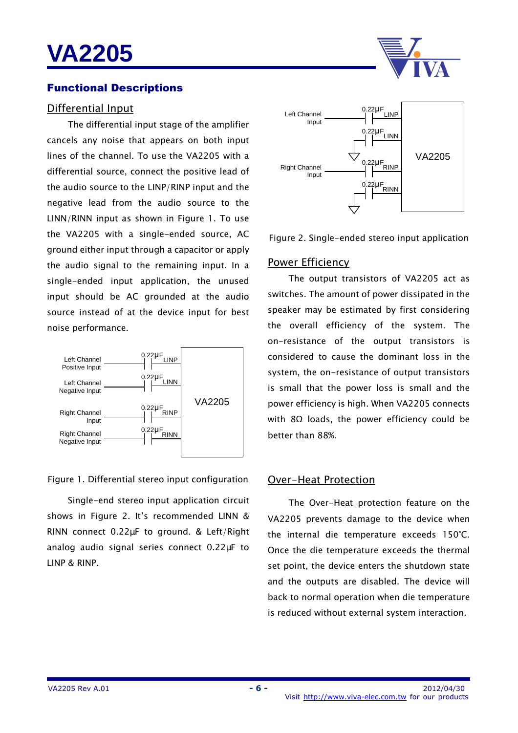## Functional Descriptions

### Differential Input

The differential input stage of the amplifier cancels any noise that appears on both input lines of the channel. To use the VA2205 with a differential source, connect the positive lead of the audio source to the LINP/RINP input and the negative lead from the audio source to the LINN/RINN input as shown in Figure 1. To use the VA2205 with a single-ended source, AC ground either input through a capacitor or apply the audio signal to the remaining input. In a single-ended input application, the unused input should be AC grounded at the audio source instead of at the device input for best noise performance.

Figure 1. Differential stereo input configuration

Single-end stereo input application circuit shows in Figure 2. It's recommended LINN & RINN connect 0.22μF to ground. & Left/Right analog audio signal series connect 0.22μF to LINP & RINP.

Figure 2. Single-ended stereo input application

### Power Efficiency

The output transistors of VA2205 act as switches. The amount of power dissipated in the speaker may be estimated by first considering the overall efficiency of the system. The on-resistance of the output transistors is considered to cause the dominant loss in the system, the on-resistance of output transistors is small that the power loss is small and the power efficiency is high. When VA2205 connects with 8Ω loads, the power efficiency could be better than 88%.

### Over-Heat Protection

The Over-Heat protection feature on the VA2205 prevents damage to the device when the internal die temperature exceeds 150°C. Once the die temperature exceeds the thermal set point, the device enters the shutdown state and the outputs are disabled. The device will back to normal operation when die temperature is reduced without external system interaction.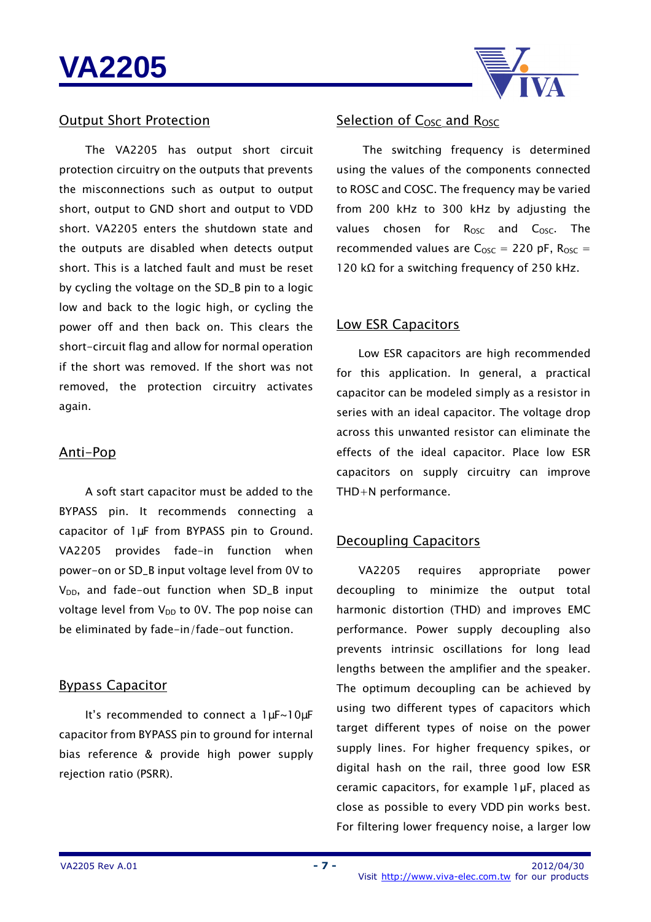## Output Short Protection

The VA2205 has output short circuit protection circuitry on the outputs that prevents the misconnections such as output to output short, output to GND short and output to VDD short. VA2205 enters the shutdown state and the outputs are disabled when detects output short. This is a latched fault and must be reset by cycling the voltage on the SD_B pin to a logic low and back to the logic high, or cycling the power off and then back on. This clears the short-circuit flag and allow for normal operation if the short was removed. If the short was not removed, the protection circuitry activates again.

## Anti-Pop

A soft start capacitor must be added to the BYPASS pin. It recommends connecting a capacitor of 1μF from BYPASS pin to Ground. VA2205 provides fade-in function when power-on or SD_B input voltage level from 0V to $V_{DD}$, and fade-out function when SD_B input voltage level from $V_{DD}$ to 0V. The pop noise can be eliminated by fade-in/fade-out function.

## Bypass Capacitor

It's recommended to connect a 1μF~10μF capacitor from BYPASS pin to ground for internal bias reference & provide high power supply rejection ratio (PSRR).

## Selection of $C_{OSC}$ and $R_{OSC}$

The switching frequency is determined using the values of the components connected to ROSC and COSC. The frequency may be varied from 200 kHz to 300 kHz by adjusting the values chosen for $R_{OSC}$ and $C_{OSC}$. The recommended values are $C_{OSC}$ = 220 pF, $R_{OSC}$ = 120 kΩ for a switching frequency of 250 kHz.

## Low ESR Capacitors

Low ESR capacitors are high recommended for this application. In general, a practical capacitor can be modeled simply as a resistor in series with an ideal capacitor. The voltage drop across this unwanted resistor can eliminate the effects of the ideal capacitor. Place low ESR capacitors on supply circuitry can improve THD+N performance.

## Decoupling Capacitors

VA2205 requires appropriate power decoupling to minimize the output total harmonic distortion (THD) and improves EMC performance. Power supply decoupling also prevents intrinsic oscillations for long lead lengths between the amplifier and the speaker. The optimum decoupling can be achieved by using two different types of capacitors which target different types of noise on the power supply lines. For higher frequency spikes, or digital hash on the rail, three good low ESR ceramic capacitors, for example 1μF, placed as close as possible to every VDD pin works best. For filtering lower frequency noise, a larger low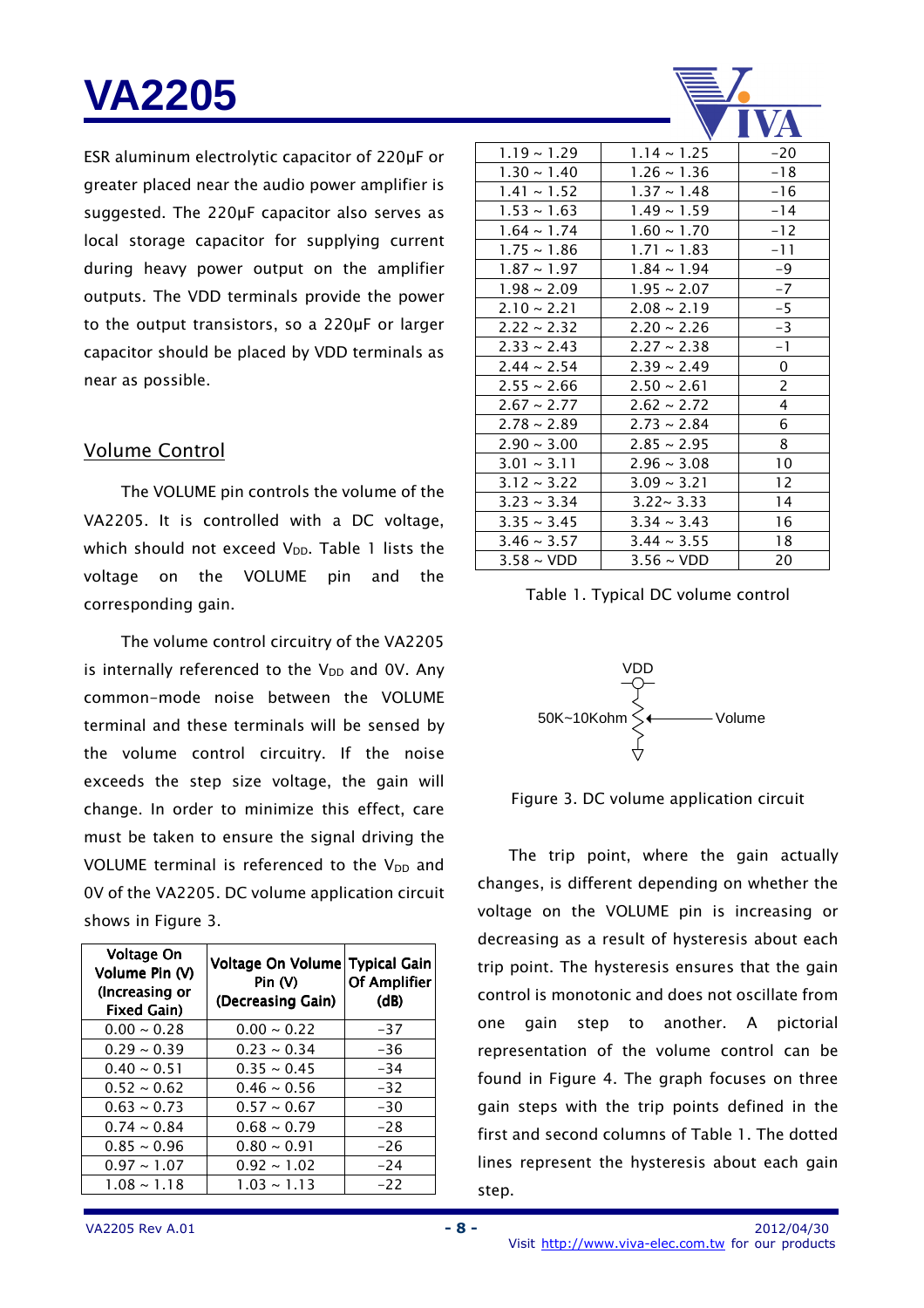ESR aluminum electrolytic capacitor of 220μF or greater placed near the audio power amplifier is suggested. The 220μF capacitor also serves as local storage capacitor for supplying current during heavy power output on the amplifier outputs. The VDD terminals provide the power to the output transistors, so a 220μF or larger capacitor should be placed by VDD terminals as near as possible.

## Volume Control

The VOLUME pin controls the volume of the VA2205. It is controlled with a DC voltage, which should not exceed $V_{DD}$. Table 1 lists the voltage on the VOLUME pin and the corresponding gain.

The volume control circuitry of the VA2205 is internally referenced to the $V_{DD}$ and 0V. Any common-mode noise between the VOLUME terminal and these terminals will be sensed by the volume control circuitry. If the noise exceeds the step size voltage, the gain will change. In order to minimize this effect, care must be taken to ensure the signal driving the VOLUME terminal is referenced to the $V_{DD}$ and 0V of the VA2205. DC volume application circuit shows in Figure 3.

| Voltage On Volume Pin (V) (Increasing or Fixed Gain) | Voltage On Volume Pin (V) (Decreasing Gain) | Typical Gain Of Amplifier (dB) |
|---|---|---|
| 0.00 ~ 0.28 | 0.00 ~ 0.22 | -37 |
| 0.29 ~ 0.39 | 0.23 ~ 0.34 | -36 |
| 0.40 ~ 0.51 | 0.35 ~ 0.45 | -34 |
| 0.52 ~ 0.62 | 0.46 ~ 0.56 | -32 |
| 0.63 ~ 0.73 | 0.57 ~ 0.67 | -30 |
| 0.74 ~ 0.84 | 0.68 ~ 0.79 | -28 |
| 0.85 ~ 0.96 | 0.80 ~ 0.91 | -26 |
| 0.97 ~ 1.07 | 0.92 ~ 1.02 | -24 |
| 1.08 ~ 1.18 | 1.03 ~ 1.13 | -22 |
| 1.19 ~ 1.29 | 1.14 ~ 1.25 | -20 |
| 1.30 ~ 1.40 | 1.26 ~ 1.36 | -18 |
| 1.41 ~ 1.52 | 1.37 ~ 1.48 | -16 |
| 1.53 ~ 1.63 | 1.49 ~ 1.59 | -14 |
| 1.64 ~ 1.74 | 1.60 ~ 1.70 | -12 |
| 1.75 ~ 1.86 | 1.71 ~ 1.83 | -11 |
| 1.87 ~ 1.97 | 1.84 ~ 1.94 | -9 |
| 1.98 ~ 2.09 | 1.95 ~ 2.07 | -7 |
| 2.10 ~ 2.21 | 2.08 ~ 2.19 | -5 |
| 2.22 ~ 2.32 | 2.20 ~ 2.26 | -3 |
| 2.33 ~ 2.43 | 2.27 ~ 2.38 | -1 |
| 2.44 ~ 2.54 | 2.39 ~ 2.49 | 0 |
| 2.55 ~ 2.66 | 2.50 ~ 2.61 | 2 |
| 2.67 ~ 2.77 | 2.62 ~ 2.72 | 4 |
| 2.78 ~ 2.89 | 2.73 ~ 2.84 | 6 |
| 2.90 ~ 3.00 | 2.85 ~ 2.95 | 8 |
| 3.01 ~ 3.11 | 2.96 ~ 3.08 | 10 |
| 3.12 ~ 3.22 | 3.09 ~ 3.21 | 12 |
| 3.23 ~ 3.34 | 3.22~ 3.33 | 14 |
| 3.35 ~ 3.45 | 3.34 ~ 3.43 | 16 |
| 3.46 ~ 3.57 | 3.44 ~ 3.55 | 18 |
| 3.58 ~ VDD | 3.56 ~ VDD | 20 |

Table 1. Typical DC volume control

VDD

50K~10Kohm

Volume

Figure 3. DC volume application circuit

The trip point, where the gain actually changes, is different depending on whether the voltage on the VOLUME pin is increasing or decreasing as a result of hysteresis about each trip point. The hysteresis ensures that the gain control is monotonic and does not oscillate from one gain step to another. A pictorial representation of the volume control can be found in Figure 4. The graph focuses on three gain steps with the trip points defined in the first and second columns of Table 1. The dotted lines represent the hysteresis about each gain step.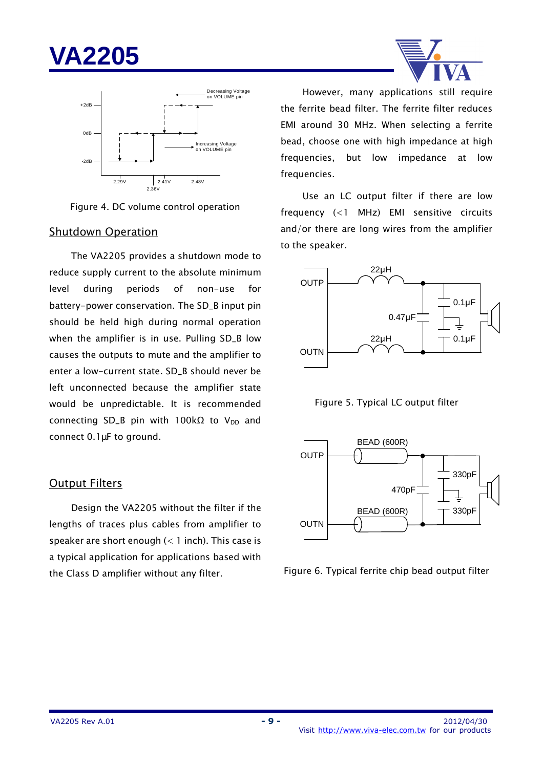Figure 4. DC volume control operation

## Shutdown Operation

The VA2205 provides a shutdown mode to reduce supply current to the absolute minimum level during periods of non-use for battery-power conservation. The SD_B input pin should be held high during normal operation when the amplifier is in use. Pulling SD_B low causes the outputs to mute and the amplifier to enter a low-current state. SD_B should never be left unconnected because the amplifier state would be unpredictable. It is recommended connecting SD_B pin with 100kΩ to $V_{DD}$ and connect 0.1μF to ground.

## Output Filters

Design the VA2205 without the filter if the lengths of traces plus cables from amplifier to speaker are short enough (< 1 inch). This case is a typical application for applications based with the Class D amplifier without any filter.

However, many applications still require the ferrite bead filter. The ferrite filter reduces EMI around 30 MHz. When selecting a ferrite bead, choose one with high impedance at high frequencies, but low impedance at low frequencies.

Use an LC output filter if there are low frequency (<1 MHz) EMI sensitive circuits and/or there are long wires from the amplifier to the speaker.

Figure 5. Typical LC output filter

Figure 6. Typical ferrite chip bead output filter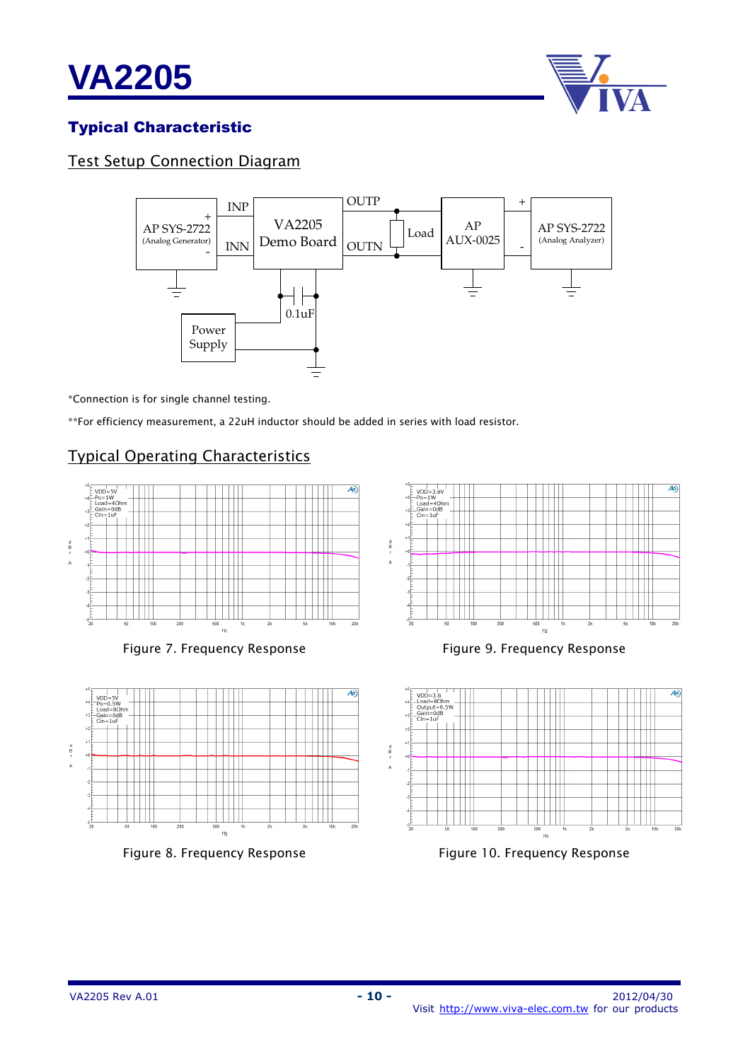## Typical Characteristic

### Test Setup Connection Diagram

*Connection is for single channel testing.

**For efficiency measurement, a 22uH inductor should be added in series with load resistor.

### Typical Operating Characteristics

Figure 7. Frequency Response

Figure 9. Frequency Response

Figure 8. Frequency Response

Figure 10. Frequency Response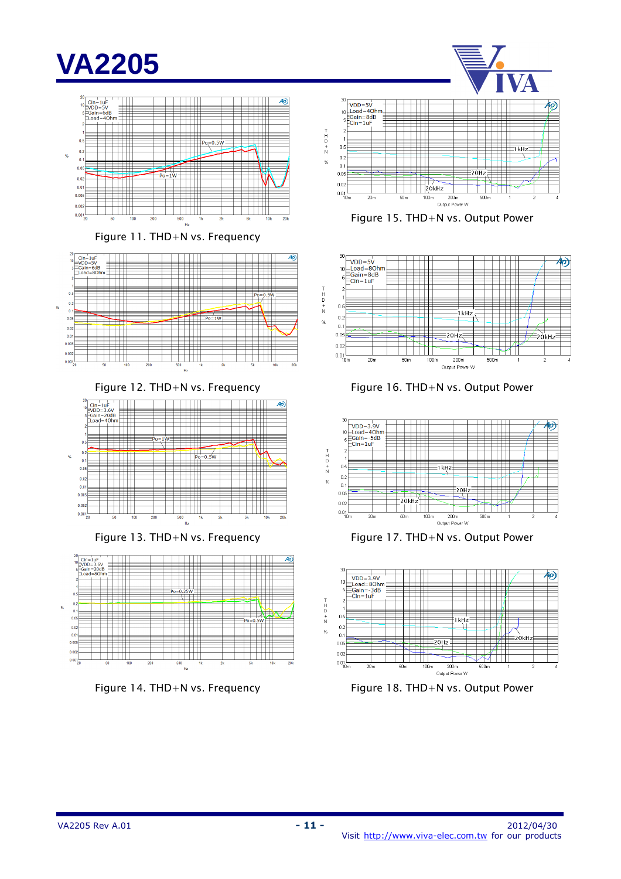Figure 11. THD+N vs. Frequency

Figure 15. THD+N vs. Output Power

Figure 12. THD+N vs. Frequency

Figure 16. THD+N vs. Output Power

Figure 13. THD+N vs. Frequency

Figure 17. THD+N vs. Output Power

Figure 14. THD+N vs. Frequency

Figure 18. THD+N vs. Output Power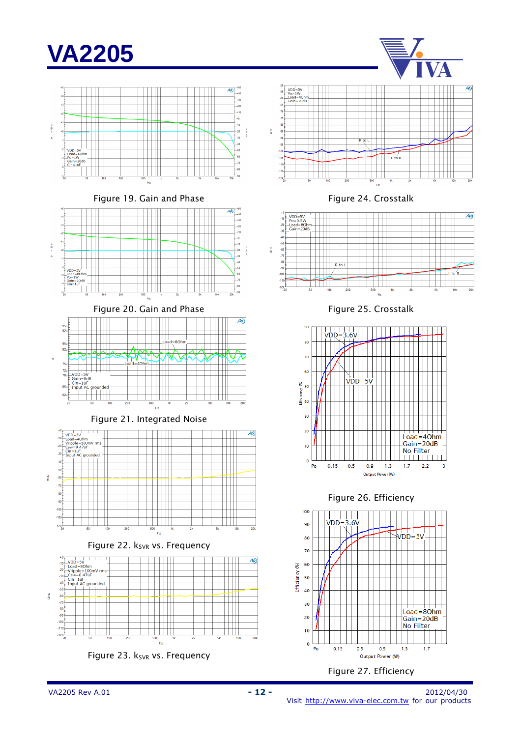Figure 19. Gain and Phase

Figure 24. Crosstalk

Figure 20. Gain and Phase

Figure 25. Crosstalk

Figure 21. Integrated Noise

Figure 26. Efficiency

Figure 22. $k_{SVR}$ vs. Frequency

Figure 27. Efficiency

Figure 23. $k_{SVR}$ vs. Frequency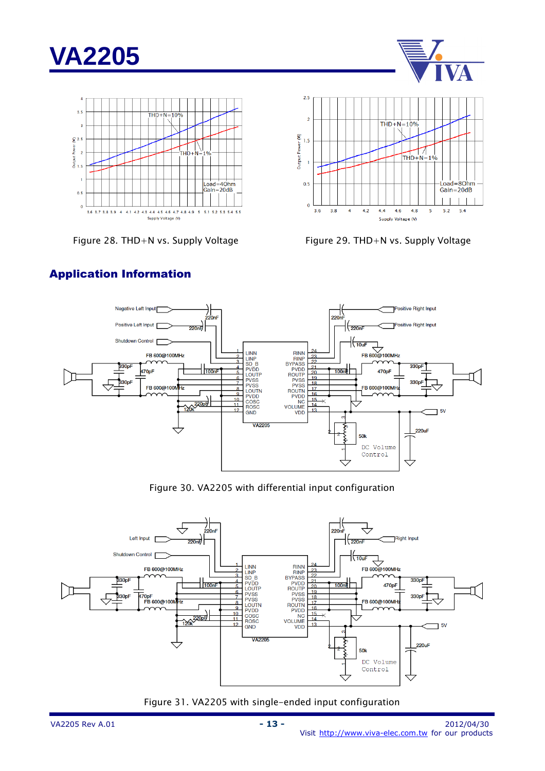Figure 28. THD+N vs. Supply Voltage

Figure 29. THD+N vs. Supply Voltage

## Application Information

Figure 30. VA2205 with differential input configuration

Figure 31. VA2205 with single-ended input configuration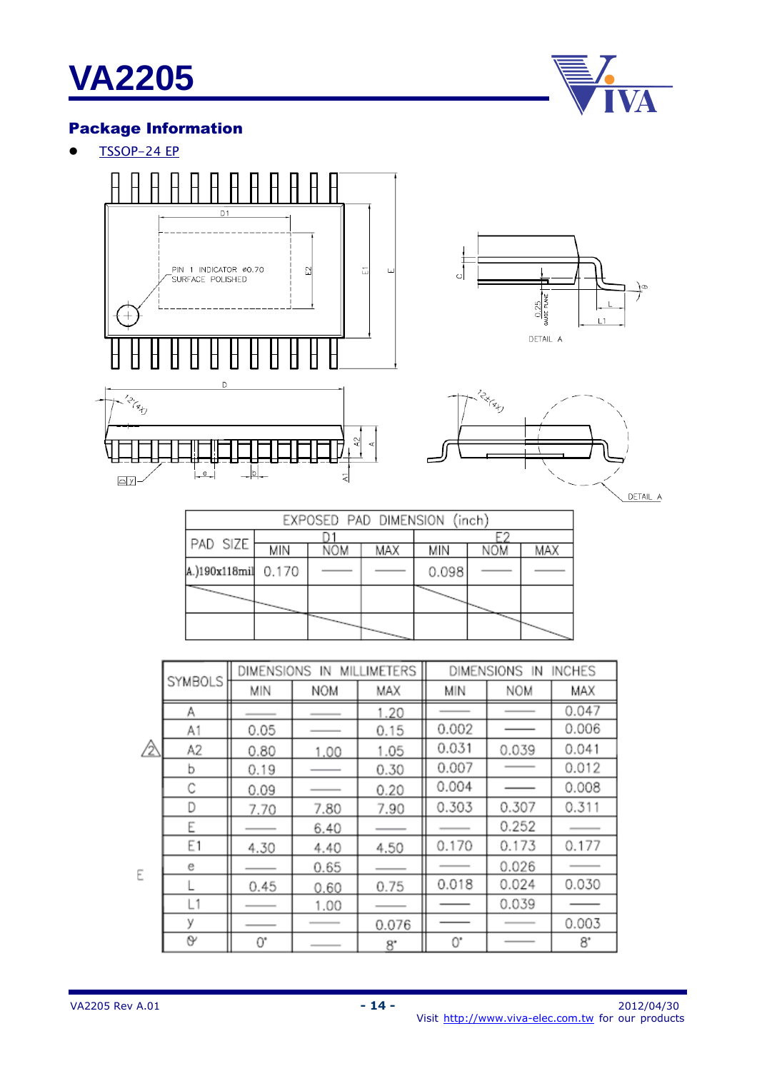## Package Information

- TSSOP-24 EP

| EXPOSED PAD DIMENSION (inch) | | | | | | |
|---|---|---|---|---|---|---|
| PAD SIZE | D1 | | | E2 | | |
| | MIN | NOM | MAX | MIN | NOM | MAX |
| A.)190x118mil | 0.170 | ——— | ——— | 0.098 | ——— | ——— |
| | | | | | | |
| | | | | | | |

| SYMBOLS | DIMENSIONS IN MILLIMETERS | | | DIMENSIONS IN INCHES | | |
|---|---|---|---|---|---|---|
| | MIN | NOM | MAX | MIN | NOM | MAX |
| A | ——— | ——— | 1.20 | ——— | ——— | 0.047 |
| A1 | 0.05 | ——— | 0.15 | 0.002 | ——— | 0.006 |
| A2 | 0.80 | 1.00 | 1.05 | 0.031 | 0.039 | 0.041 |
| b | 0.19 | ——— | 0.30 | 0.007 | ——— | 0.012 |
| C | 0.09 | ——— | 0.20 | 0.004 | ——— | 0.008 |
| D | 7.70 | 7.80 | 7.90 | 0.303 | 0.307 | 0.311 |
| E | ——— | 6.40 | ——— | ——— | 0.252 | ——— |
| E1 | 4.30 | 4.40 | 4.50 | 0.170 | 0.173 | 0.177 |
| e | ——— | 0.65 | ——— | ——— | 0.026 | ——— |
| L | 0.45 | 0.60 | 0.75 | 0.018 | 0.024 | 0.030 |
| L1 | ——— | 1.00 | ——— | ——— | 0.039 | ——— |
| y | ——— | ——— | 0.076 | ——— | ——— | 0.003 |
| θ | 0° | ——— | 8° | 0° | ——— | 8° |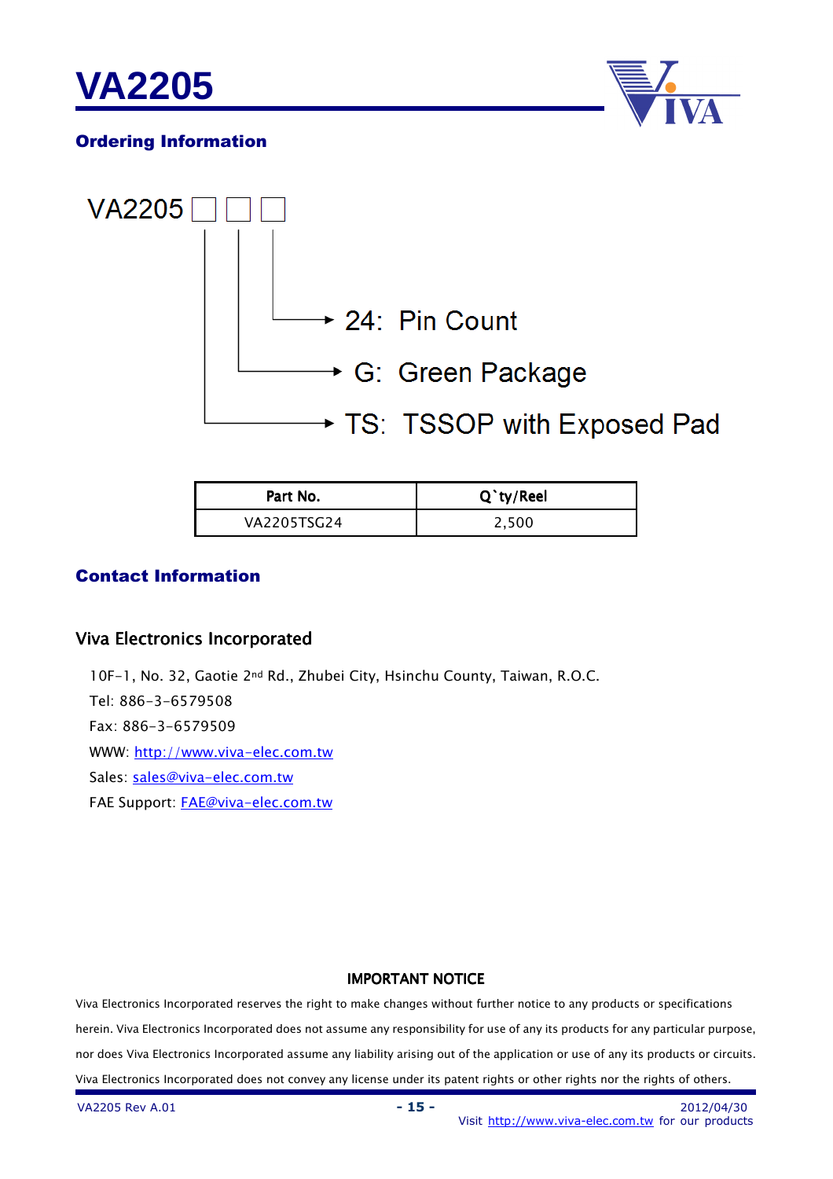## Ordering Information

VA2205 □ □ □

- 24: Pin Count
- G: Green Package
- TS: TSSOP with Exposed Pad

| Part No. | Q`ty/Reel |
|---|---|
| VA2205TSG24 | 2,500 |

## Contact Information

### Viva Electronics Incorporated

10F-1, No. 32, Gaotie 2nd Rd., Zhubei City, Hsinchu County, Taiwan, R.O.C.
Tel: 886-3-6579508
Fax: 886-3-6579509
WWW: http://www.viva-elec.com.tw
Sales: sales@viva-elec.com.tw
FAE Support: FAE@viva-elec.com.tw

**IMPORTANT NOTICE**

Viva Electronics Incorporated reserves the right to make changes without further notice to any products or specifications herein. Viva Electronics Incorporated does not assume any responsibility for use of any its products for any particular purpose, nor does Viva Electronics Incorporated assume any liability arising out of the application or use of any its products or circuits. Viva Electronics Incorporated does not convey any license under its patent rights or other rights nor the rights of others.